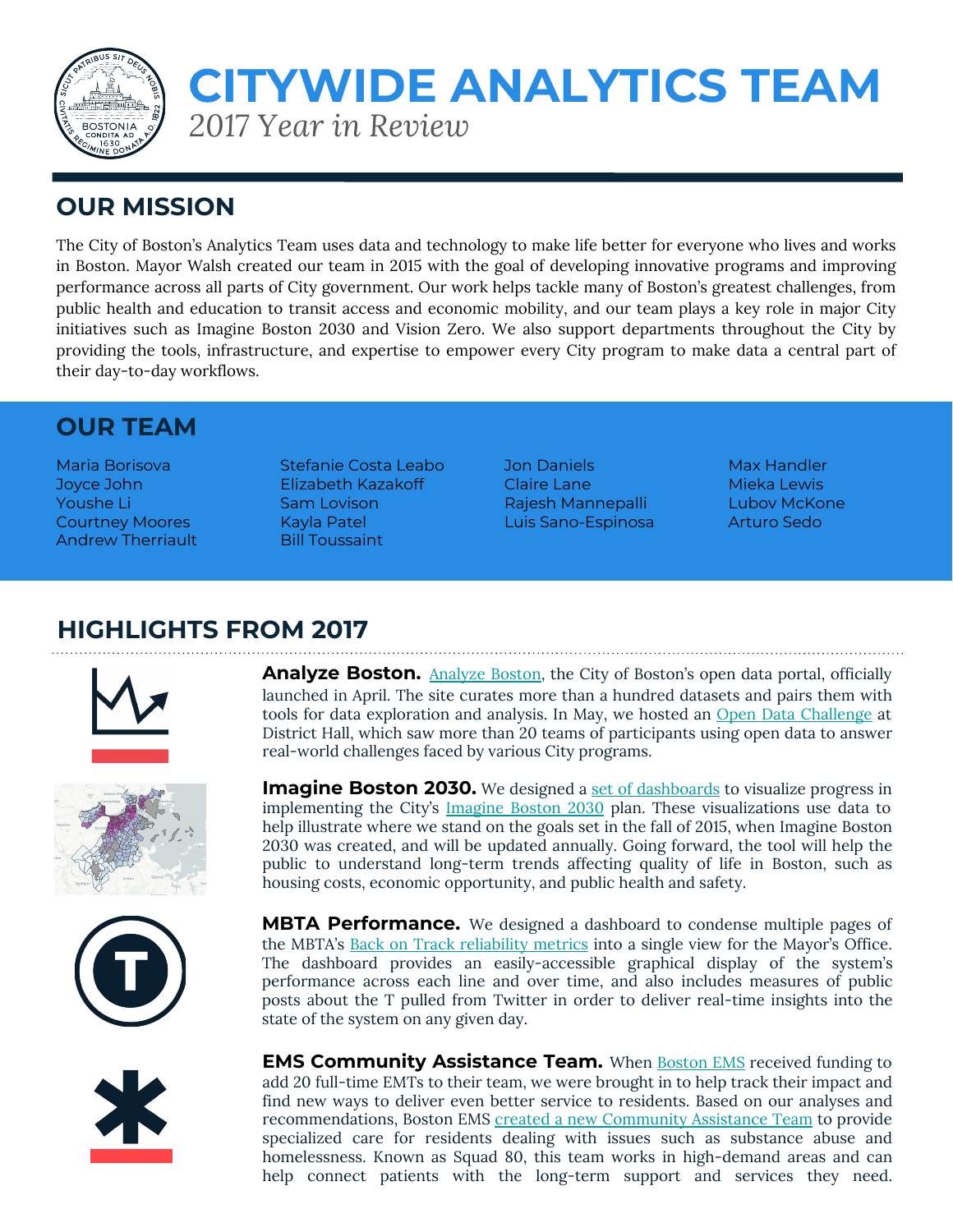# CITYWIDE ANALYTICS TEAM

*2017 Year in Review*

## OUR MISSION

The City of Boston's Analytics Team uses data and technology to make life better for everyone who lives and works in Boston. Mayor Walsh created our team in 2015 with the goal of developing innovative programs and improving performance across all parts of City government. Our work helps tackle many of Boston's greatest challenges, from public health and education to transit access and economic mobility, and our team plays a key role in major City initiatives such as Imagine Boston 2030 and Vision Zero. We also support departments throughout the City by providing the tools, infrastructure, and expertise to empower every City program to make data a central part of their day-to-day workflows.

## OUR TEAM

Maria Borisova
Joyce John
Youshe Li
Courtney Moores
Andrew Therriault
Stefanie Costa Leabo
Elizabeth Kazakoff
Sam Lovison
Kayla Patel
Bill Toussaint
Jon Daniels
Claire Lane
Rajesh Mannepalli
Luis Sano-Espinosa
Max Handler
Mieka Lewis
Lubov McKone
Arturo Sedo

## HIGHLIGHTS FROM 2017

**Analyze Boston.** Analyze Boston, the City of Boston's open data portal, officially launched in April. The site curates more than a hundred datasets and pairs them with tools for data exploration and analysis. In May, we hosted an Open Data Challenge at District Hall, which saw more than 20 teams of participants using open data to answer real-world challenges faced by various City programs.

**Imagine Boston 2030.** We designed a set of dashboards to visualize progress in implementing the City's Imagine Boston 2030 plan. These visualizations use data to help illustrate where we stand on the goals set in the fall of 2015, when Imagine Boston 2030 was created, and will be updated annually. Going forward, the tool will help the public to understand long-term trends affecting quality of life in Boston, such as housing costs, economic opportunity, and public health and safety.

**MBTA Performance.** We designed a dashboard to condense multiple pages of the MBTA's Back on Track reliability metrics into a single view for the Mayor's Office. The dashboard provides an easily-accessible graphical display of the system's performance across each line and over time, and also includes measures of public posts about the T pulled from Twitter in order to deliver real-time insights into the state of the system on any given day.

**EMS Community Assistance Team.** When Boston EMS received funding to add 20 full-time EMTs to their team, we were brought in to help track their impact and find new ways to deliver even better service to residents. Based on our analyses and recommendations, Boston EMS created a new Community Assistance Team to provide specialized care for residents dealing with issues such as substance abuse and homelessness. Known as Squad 80, this team works in high-demand areas and can help connect patients with the long-term support and services they need.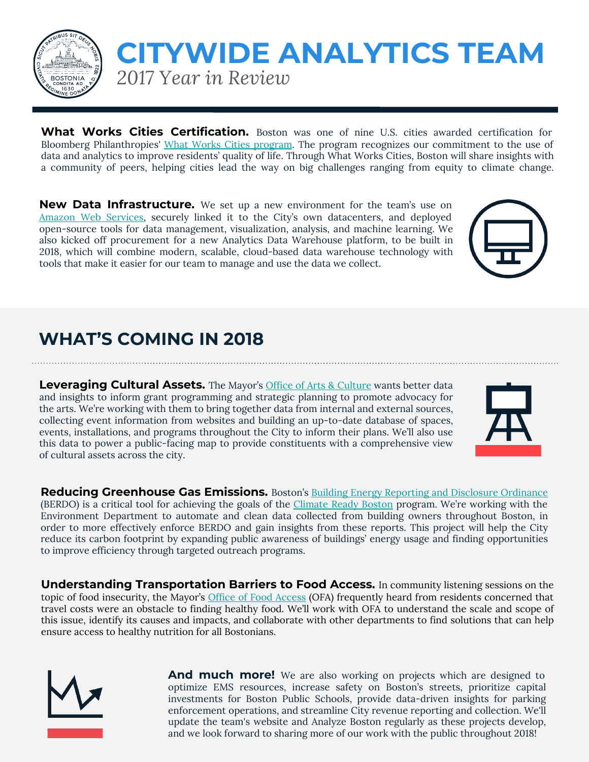# CITYWIDE ANALYTICS TEAM

*2017 Year in Review*

**What Works Cities Certification.** Boston was one of nine U.S. cities awarded certification for Bloomberg Philanthropies' What Works Cities program. The program recognizes our commitment to the use of data and analytics to improve residents' quality of life. Through What Works Cities, Boston will share insights with a community of peers, helping cities lead the way on big challenges ranging from equity to climate change.

**New Data Infrastructure.** We set up a new environment for the team's use on Amazon Web Services, securely linked it to the City's own datacenters, and deployed open-source tools for data management, visualization, analysis, and machine learning. We also kicked off procurement for a new Analytics Data Warehouse platform, to be built in 2018, which will combine modern, scalable, cloud-based data warehouse technology with tools that make it easier for our team to manage and use the data we collect.

## WHAT'S COMING IN 2018

**Leveraging Cultural Assets.** The Mayor's Office of Arts & Culture wants better data and insights to inform grant programming and strategic planning to promote advocacy for the arts. We're working with them to bring together data from internal and external sources, collecting event information from websites and building an up-to-date database of spaces, events, installations, and programs throughout the City to inform their plans. We'll also use this data to power a public-facing map to provide constituents with a comprehensive view of cultural assets across the city.

**Reducing Greenhouse Gas Emissions.** Boston's Building Energy Reporting and Disclosure Ordinance (BERDO) is a critical tool for achieving the goals of the Climate Ready Boston program. We're working with the Environment Department to automate and clean data collected from building owners throughout Boston, in order to more effectively enforce BERDO and gain insights from these reports. This project will help the City reduce its carbon footprint by expanding public awareness of buildings' energy usage and finding opportunities to improve efficiency through targeted outreach programs.

**Understanding Transportation Barriers to Food Access.** In community listening sessions on the topic of food insecurity, the Mayor's Office of Food Access (OFA) frequently heard from residents concerned that travel costs were an obstacle to finding healthy food. We'll work with OFA to understand the scale and scope of this issue, identify its causes and impacts, and collaborate with other departments to find solutions that can help ensure access to healthy nutrition for all Bostonians.

**And much more!** We are also working on projects which are designed to optimize EMS resources, increase safety on Boston's streets, prioritize capital investments for Boston Public Schools, provide data-driven insights for parking enforcement operations, and streamline City revenue reporting and collection. We'll update the team's website and Analyze Boston regularly as these projects develop, and we look forward to sharing more of our work with the public throughout 2018!